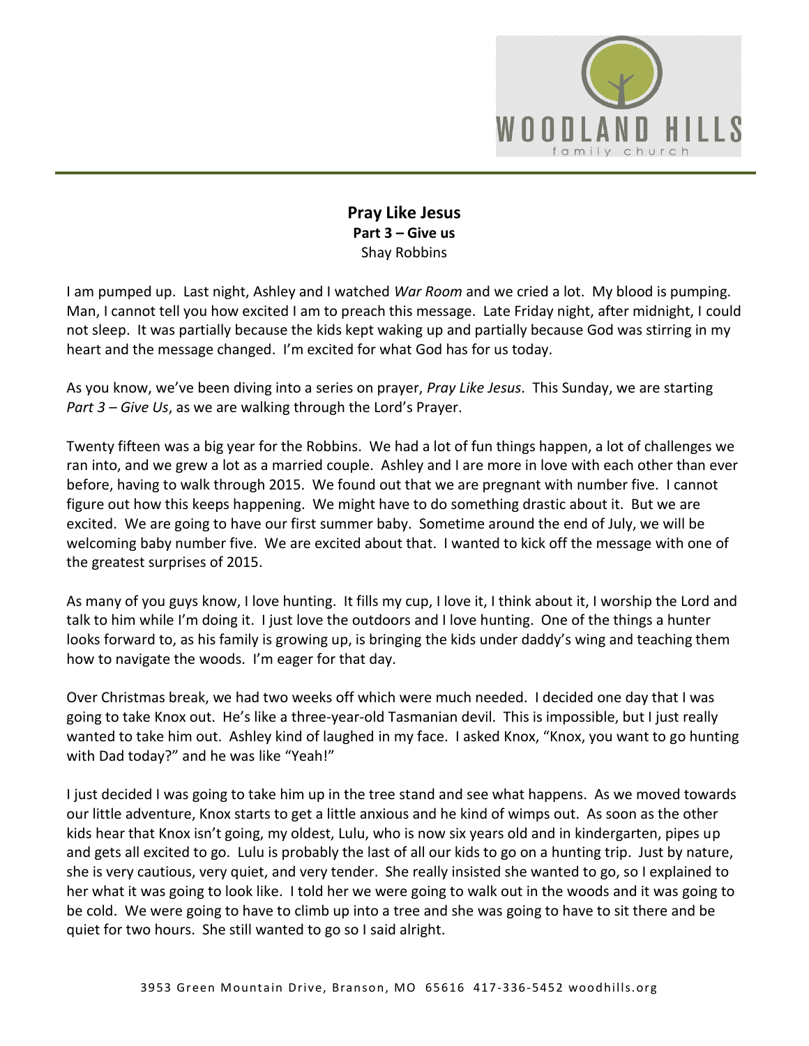# Pray Like Jesus
## Part 3 – Give us
Shay Robbins

I am pumped up. Last night, Ashley and I watched *War Room* and we cried a lot. My blood is pumping. Man, I cannot tell you how excited I am to preach this message. Late Friday night, after midnight, I could not sleep. It was partially because the kids kept waking up and partially because God was stirring in my heart and the message changed. I'm excited for what God has for us today.

As you know, we've been diving into a series on prayer, *Pray Like Jesus*. This Sunday, we are starting *Part 3 – Give Us*, as we are walking through the Lord's Prayer.

Twenty fifteen was a big year for the Robbins. We had a lot of fun things happen, a lot of challenges we ran into, and we grew a lot as a married couple. Ashley and I are more in love with each other than ever before, having to walk through 2015. We found out that we are pregnant with number five. I cannot figure out how this keeps happening. We might have to do something drastic about it. But we are excited. We are going to have our first summer baby. Sometime around the end of July, we will be welcoming baby number five. We are excited about that. I wanted to kick off the message with one of the greatest surprises of 2015.

As many of you guys know, I love hunting. It fills my cup, I love it, I think about it, I worship the Lord and talk to him while I'm doing it. I just love the outdoors and I love hunting. One of the things a hunter looks forward to, as his family is growing up, is bringing the kids under daddy's wing and teaching them how to navigate the woods. I'm eager for that day.

Over Christmas break, we had two weeks off which were much needed. I decided one day that I was going to take Knox out. He's like a three-year-old Tasmanian devil. This is impossible, but I just really wanted to take him out. Ashley kind of laughed in my face. I asked Knox, "Knox, you want to go hunting with Dad today?" and he was like "Yeah!"

I just decided I was going to take him up in the tree stand and see what happens. As we moved towards our little adventure, Knox starts to get a little anxious and he kind of wimps out. As soon as the other kids hear that Knox isn't going, my oldest, Lulu, who is now six years old and in kindergarten, pipes up and gets all excited to go. Lulu is probably the last of all our kids to go on a hunting trip. Just by nature, she is very cautious, very quiet, and very tender. She really insisted she wanted to go, so I explained to her what it was going to look like. I told her we were going to walk out in the woods and it was going to be cold. We were going to have to climb up into a tree and she was going to have to sit there and be quiet for two hours. She still wanted to go so I said alright.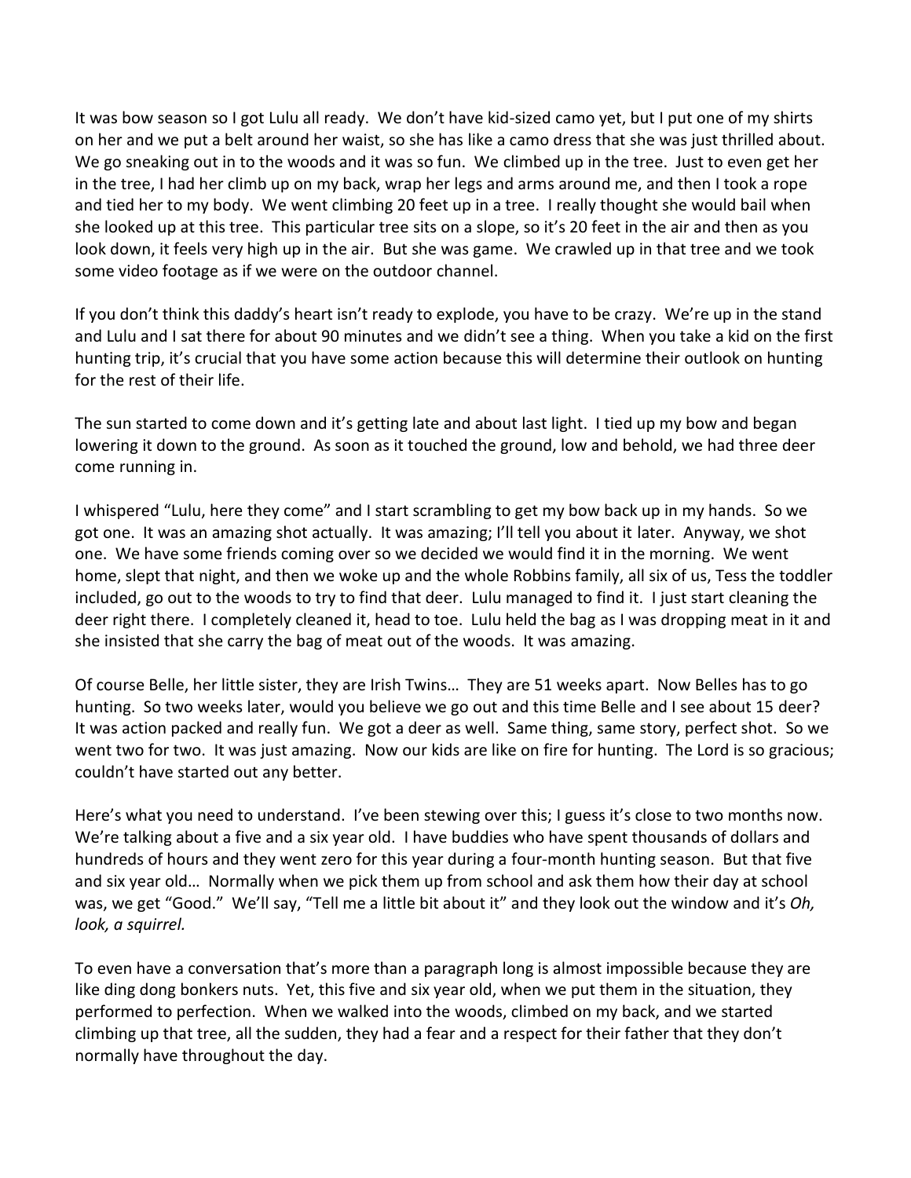It was bow season so I got Lulu all ready. We don't have kid-sized camo yet, but I put one of my shirts on her and we put a belt around her waist, so she has like a camo dress that she was just thrilled about. We go sneaking out in to the woods and it was so fun. We climbed up in the tree. Just to even get her in the tree, I had her climb up on my back, wrap her legs and arms around me, and then I took a rope and tied her to my body. We went climbing 20 feet up in a tree. I really thought she would bail when she looked up at this tree. This particular tree sits on a slope, so it's 20 feet in the air and then as you look down, it feels very high up in the air. But she was game. We crawled up in that tree and we took some video footage as if we were on the outdoor channel.

If you don't think this daddy's heart isn't ready to explode, you have to be crazy. We're up in the stand and Lulu and I sat there for about 90 minutes and we didn't see a thing. When you take a kid on the first hunting trip, it's crucial that you have some action because this will determine their outlook on hunting for the rest of their life.

The sun started to come down and it's getting late and about last light. I tied up my bow and began lowering it down to the ground. As soon as it touched the ground, low and behold, we had three deer come running in.

I whispered "Lulu, here they come" and I start scrambling to get my bow back up in my hands. So we got one. It was an amazing shot actually. It was amazing; I'll tell you about it later. Anyway, we shot one. We have some friends coming over so we decided we would find it in the morning. We went home, slept that night, and then we woke up and the whole Robbins family, all six of us, Tess the toddler included, go out to the woods to try to find that deer. Lulu managed to find it. I just start cleaning the deer right there. I completely cleaned it, head to toe. Lulu held the bag as I was dropping meat in it and she insisted that she carry the bag of meat out of the woods. It was amazing.

Of course Belle, her little sister, they are Irish Twins… They are 51 weeks apart. Now Belles has to go hunting. So two weeks later, would you believe we go out and this time Belle and I see about 15 deer? It was action packed and really fun. We got a deer as well. Same thing, same story, perfect shot. So we went two for two. It was just amazing. Now our kids are like on fire for hunting. The Lord is so gracious; couldn't have started out any better.

Here's what you need to understand. I've been stewing over this; I guess it's close to two months now. We're talking about a five and a six year old. I have buddies who have spent thousands of dollars and hundreds of hours and they went zero for this year during a four-month hunting season. But that five and six year old… Normally when we pick them up from school and ask them how their day at school was, we get "Good." We'll say, "Tell me a little bit about it" and they look out the window and it's *Oh, look, a squirrel.*

To even have a conversation that's more than a paragraph long is almost impossible because they are like ding dong bonkers nuts. Yet, this five and six year old, when we put them in the situation, they performed to perfection. When we walked into the woods, climbed on my back, and we started climbing up that tree, all the sudden, they had a fear and a respect for their father that they don't normally have throughout the day.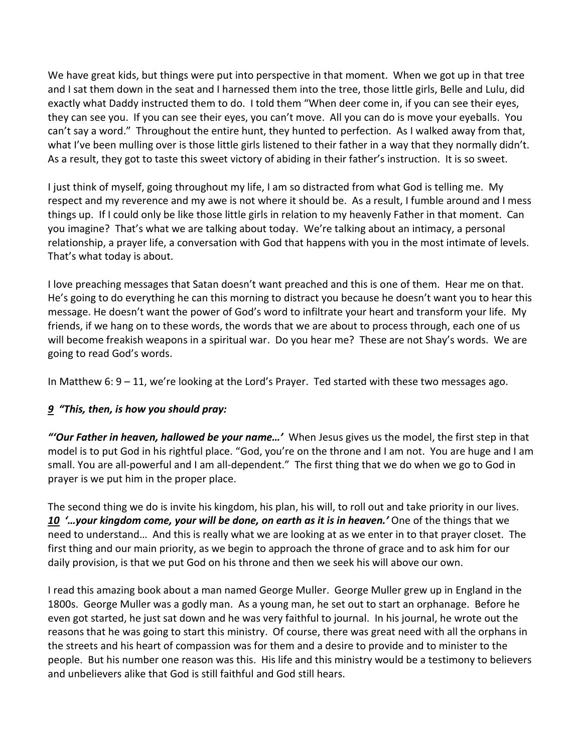We have great kids, but things were put into perspective in that moment. When we got up in that tree and I sat them down in the seat and I harnessed them into the tree, those little girls, Belle and Lulu, did exactly what Daddy instructed them to do. I told them "When deer come in, if you can see their eyes, they can see you. If you can see their eyes, you can't move. All you can do is move your eyeballs. You can't say a word." Throughout the entire hunt, they hunted to perfection. As I walked away from that, what I've been mulling over is those little girls listened to their father in a way that they normally didn't. As a result, they got to taste this sweet victory of abiding in their father's instruction. It is so sweet.

I just think of myself, going throughout my life, I am so distracted from what God is telling me. My respect and my reverence and my awe is not where it should be. As a result, I fumble around and I mess things up. If I could only be like those little girls in relation to my heavenly Father in that moment. Can you imagine? That's what we are talking about today. We're talking about an intimacy, a personal relationship, a prayer life, a conversation with God that happens with you in the most intimate of levels. That's what today is about.

I love preaching messages that Satan doesn't want preached and this is one of them. Hear me on that. He's going to do everything he can this morning to distract you because he doesn't want you to hear this message. He doesn't want the power of God's word to infiltrate your heart and transform your life. My friends, if we hang on to these words, the words that we are about to process through, each one of us will become freakish weapons in a spiritual war. Do you hear me? These are not Shay's words. We are going to read God's words.

In Matthew 6: 9 – 11, we're looking at the Lord's Prayer. Ted started with these two messages ago.

***9*** ***"This, then, is how you should pray:***

***"'Our Father in heaven, hallowed be your name…'*** When Jesus gives us the model, the first step in that model is to put God in his rightful place. "God, you're on the throne and I am not. You are huge and I am small. You are all-powerful and I am all-dependent." The first thing that we do when we go to God in prayer is we put him in the proper place.

The second thing we do is invite his kingdom, his plan, his will, to roll out and take priority in our lives. ***10*** ***'…your kingdom come, your will be done, on earth as it is in heaven.'*** One of the things that we need to understand… And this is really what we are looking at as we enter in to that prayer closet. The first thing and our main priority, as we begin to approach the throne of grace and to ask him for our daily provision, is that we put God on his throne and then we seek his will above our own.

I read this amazing book about a man named George Muller. George Muller grew up in England in the 1800s. George Muller was a godly man. As a young man, he set out to start an orphanage. Before he even got started, he just sat down and he was very faithful to journal. In his journal, he wrote out the reasons that he was going to start this ministry. Of course, there was great need with all the orphans in the streets and his heart of compassion was for them and a desire to provide and to minister to the people. But his number one reason was this. His life and this ministry would be a testimony to believers and unbelievers alike that God is still faithful and God still hears.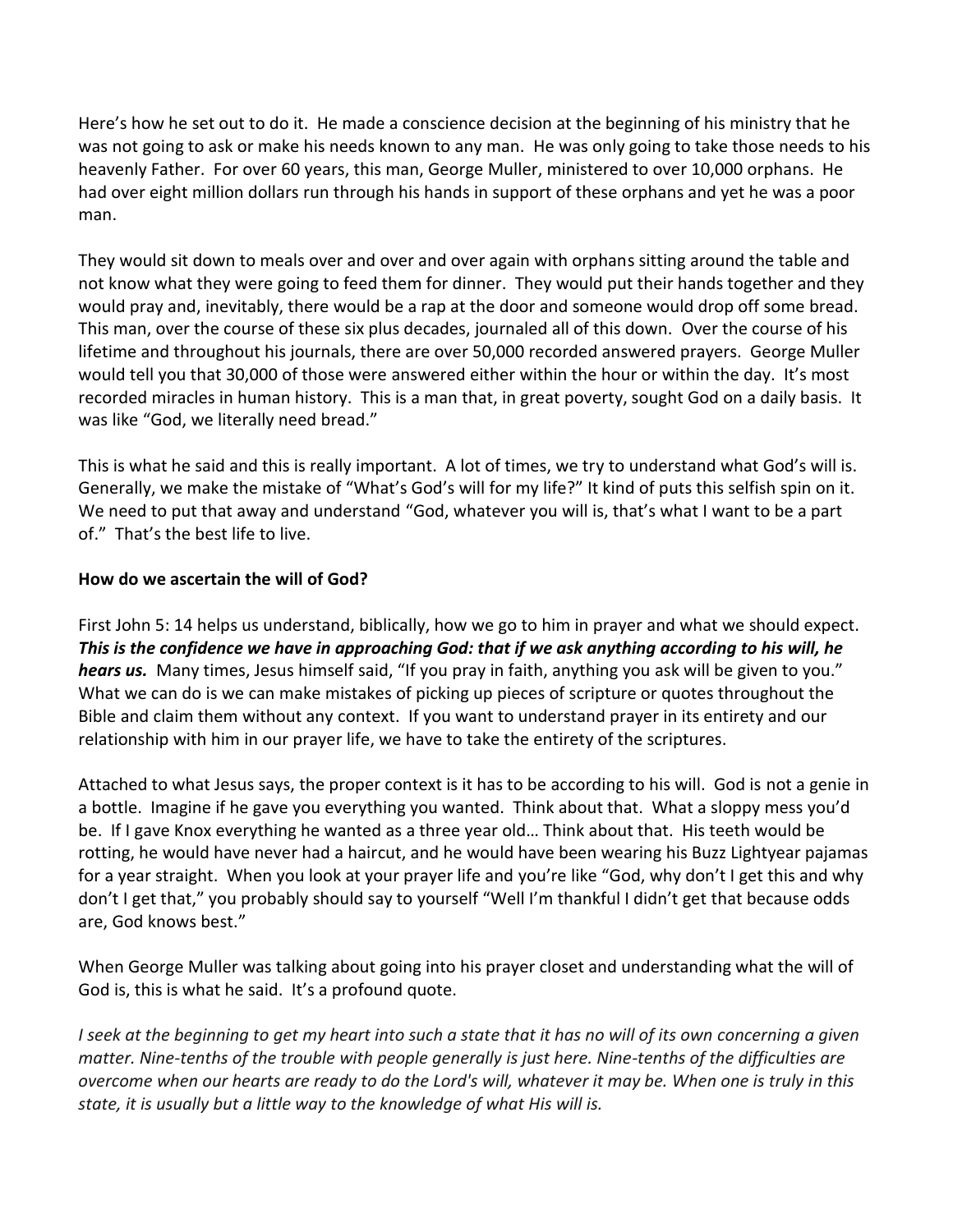Here's how he set out to do it. He made a conscience decision at the beginning of his ministry that he was not going to ask or make his needs known to any man. He was only going to take those needs to his heavenly Father. For over 60 years, this man, George Muller, ministered to over 10,000 orphans. He had over eight million dollars run through his hands in support of these orphans and yet he was a poor man.

They would sit down to meals over and over and over again with orphans sitting around the table and not know what they were going to feed them for dinner. They would put their hands together and they would pray and, inevitably, there would be a rap at the door and someone would drop off some bread. This man, over the course of these six plus decades, journaled all of this down. Over the course of his lifetime and throughout his journals, there are over 50,000 recorded answered prayers. George Muller would tell you that 30,000 of those were answered either within the hour or within the day. It's most recorded miracles in human history. This is a man that, in great poverty, sought God on a daily basis. It was like "God, we literally need bread."

This is what he said and this is really important. A lot of times, we try to understand what God's will is. Generally, we make the mistake of "What's God's will for my life?" It kind of puts this selfish spin on it. We need to put that away and understand "God, whatever you will is, that's what I want to be a part of." That's the best life to live.

**How do we ascertain the will of God?**

First John 5: 14 helps us understand, biblically, how we go to him in prayer and what we should expect. ***This is the confidence we have in approaching God: that if we ask anything according to his will, he hears us.*** Many times, Jesus himself said, "If you pray in faith, anything you ask will be given to you." What we can do is we can make mistakes of picking up pieces of scripture or quotes throughout the Bible and claim them without any context. If you want to understand prayer in its entirety and our relationship with him in our prayer life, we have to take the entirety of the scriptures.

Attached to what Jesus says, the proper context is it has to be according to his will. God is not a genie in a bottle. Imagine if he gave you everything you wanted. Think about that. What a sloppy mess you'd be. If I gave Knox everything he wanted as a three year old… Think about that. His teeth would be rotting, he would have never had a haircut, and he would have been wearing his Buzz Lightyear pajamas for a year straight. When you look at your prayer life and you're like "God, why don't I get this and why don't I get that," you probably should say to yourself "Well I'm thankful I didn't get that because odds are, God knows best."

When George Muller was talking about going into his prayer closet and understanding what the will of God is, this is what he said. It's a profound quote.

*I seek at the beginning to get my heart into such a state that it has no will of its own concerning a given matter. Nine-tenths of the trouble with people generally is just here. Nine-tenths of the difficulties are overcome when our hearts are ready to do the Lord's will, whatever it may be. When one is truly in this state, it is usually but a little way to the knowledge of what His will is.*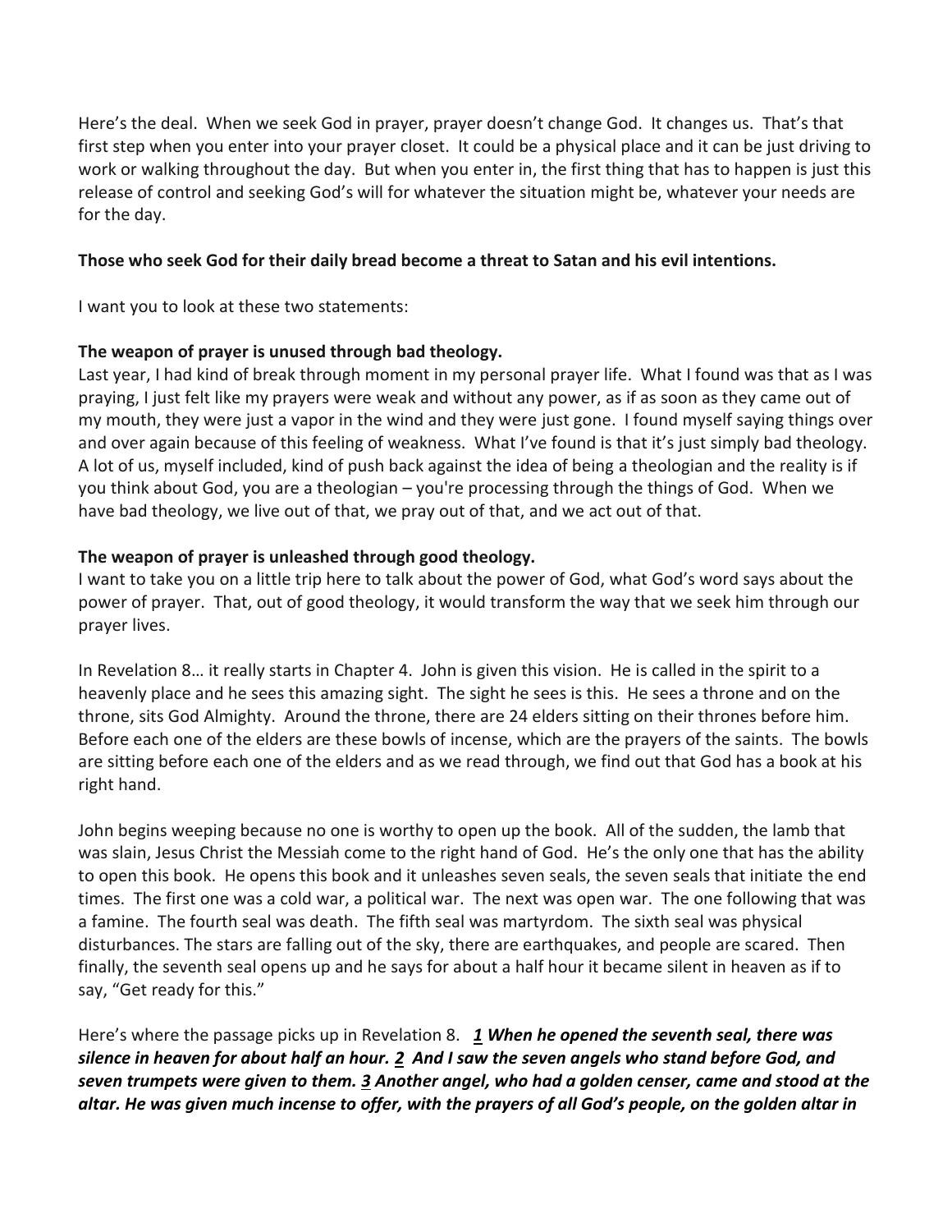Here's the deal. When we seek God in prayer, prayer doesn't change God. It changes us. That's that first step when you enter into your prayer closet. It could be a physical place and it can be just driving to work or walking throughout the day. But when you enter in, the first thing that has to happen is just this release of control and seeking God's will for whatever the situation might be, whatever your needs are for the day.

**Those who seek God for their daily bread become a threat to Satan and his evil intentions.**

I want you to look at these two statements:

**The weapon of prayer is unused through bad theology.**
Last year, I had kind of break through moment in my personal prayer life. What I found was that as I was praying, I just felt like my prayers were weak and without any power, as if as soon as they came out of my mouth, they were just a vapor in the wind and they were just gone. I found myself saying things over and over again because of this feeling of weakness. What I've found is that it's just simply bad theology. A lot of us, myself included, kind of push back against the idea of being a theologian and the reality is if you think about God, you are a theologian – you're processing through the things of God. When we have bad theology, we live out of that, we pray out of that, and we act out of that.

**The weapon of prayer is unleashed through good theology.**
I want to take you on a little trip here to talk about the power of God, what God's word says about the power of prayer. That, out of good theology, it would transform the way that we seek him through our prayer lives.

In Revelation 8… it really starts in Chapter 4. John is given this vision. He is called in the spirit to a heavenly place and he sees this amazing sight. The sight he sees is this. He sees a throne and on the throne, sits God Almighty. Around the throne, there are 24 elders sitting on their thrones before him. Before each one of the elders are these bowls of incense, which are the prayers of the saints. The bowls are sitting before each one of the elders and as we read through, we find out that God has a book at his right hand.

John begins weeping because no one is worthy to open up the book. All of the sudden, the lamb that was slain, Jesus Christ the Messiah come to the right hand of God. He's the only one that has the ability to open this book. He opens this book and it unleashes seven seals, the seven seals that initiate the end times. The first one was a cold war, a political war. The next was open war. The one following that was a famine. The fourth seal was death. The fifth seal was martyrdom. The sixth seal was physical disturbances. The stars are falling out of the sky, there are earthquakes, and people are scared. Then finally, the seventh seal opens up and he says for about a half hour it became silent in heaven as if to say, "Get ready for this."

Here's where the passage picks up in Revelation 8. ***1 When he opened the seventh seal, there was silence in heaven for about half an hour. 2 And I saw the seven angels who stand before God, and seven trumpets were given to them. 3 Another angel, who had a golden censer, came and stood at the altar. He was given much incense to offer, with the prayers of all God's people, on the golden altar in***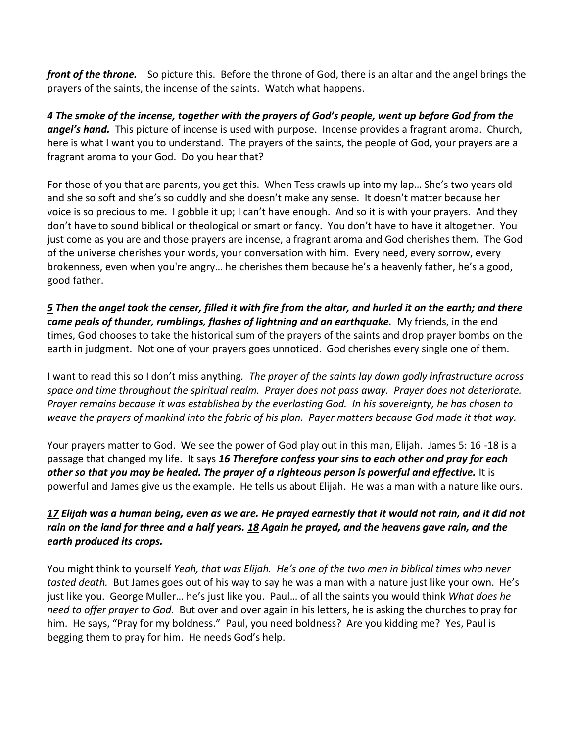***front of the throne.*** So picture this. Before the throne of God, there is an altar and the angel brings the prayers of the saints, the incense of the saints. Watch what happens.

***4 The smoke of the incense, together with the prayers of God's people, went up before God from the angel's hand.*** This picture of incense is used with purpose. Incense provides a fragrant aroma. Church, here is what I want you to understand. The prayers of the saints, the people of God, your prayers are a fragrant aroma to your God. Do you hear that?

For those of you that are parents, you get this. When Tess crawls up into my lap… She's two years old and she so soft and she's so cuddly and she doesn't make any sense. It doesn't matter because her voice is so precious to me. I gobble it up; I can't have enough. And so it is with your prayers. And they don't have to sound biblical or theological or smart or fancy. You don't have to have it altogether. You just come as you are and those prayers are incense, a fragrant aroma and God cherishes them. The God of the universe cherishes your words, your conversation with him. Every need, every sorrow, every brokenness, even when you're angry… he cherishes them because he's a heavenly father, he's a good, good father.

***5 Then the angel took the censer, filled it with fire from the altar, and hurled it on the earth; and there came peals of thunder, rumblings, flashes of lightning and an earthquake.*** My friends, in the end times, God chooses to take the historical sum of the prayers of the saints and drop prayer bombs on the earth in judgment. Not one of your prayers goes unnoticed. God cherishes every single one of them.

I want to read this so I don't miss anything. *The prayer of the saints lay down godly infrastructure across space and time throughout the spiritual realm. Prayer does not pass away. Prayer does not deteriorate. Prayer remains because it was established by the everlasting God. In his sovereignty, he has chosen to weave the prayers of mankind into the fabric of his plan. Payer matters because God made it that way.*

Your prayers matter to God. We see the power of God play out in this man, Elijah. James 5: 16 -18 is a passage that changed my life. It says ***16 Therefore confess your sins to each other and pray for each other so that you may be healed. The prayer of a righteous person is powerful and effective.*** It is powerful and James give us the example. He tells us about Elijah. He was a man with a nature like ours.

***17 Elijah was a human being, even as we are. He prayed earnestly that it would not rain, and it did not rain on the land for three and a half years. 18 Again he prayed, and the heavens gave rain, and the earth produced its crops.***

You might think to yourself *Yeah, that was Elijah. He's one of the two men in biblical times who never tasted death.* But James goes out of his way to say he was a man with a nature just like your own. He's just like you. George Muller… he's just like you. Paul… of all the saints you would think *What does he need to offer prayer to God.* But over and over again in his letters, he is asking the churches to pray for him. He says, "Pray for my boldness." Paul, you need boldness? Are you kidding me? Yes, Paul is begging them to pray for him. He needs God's help.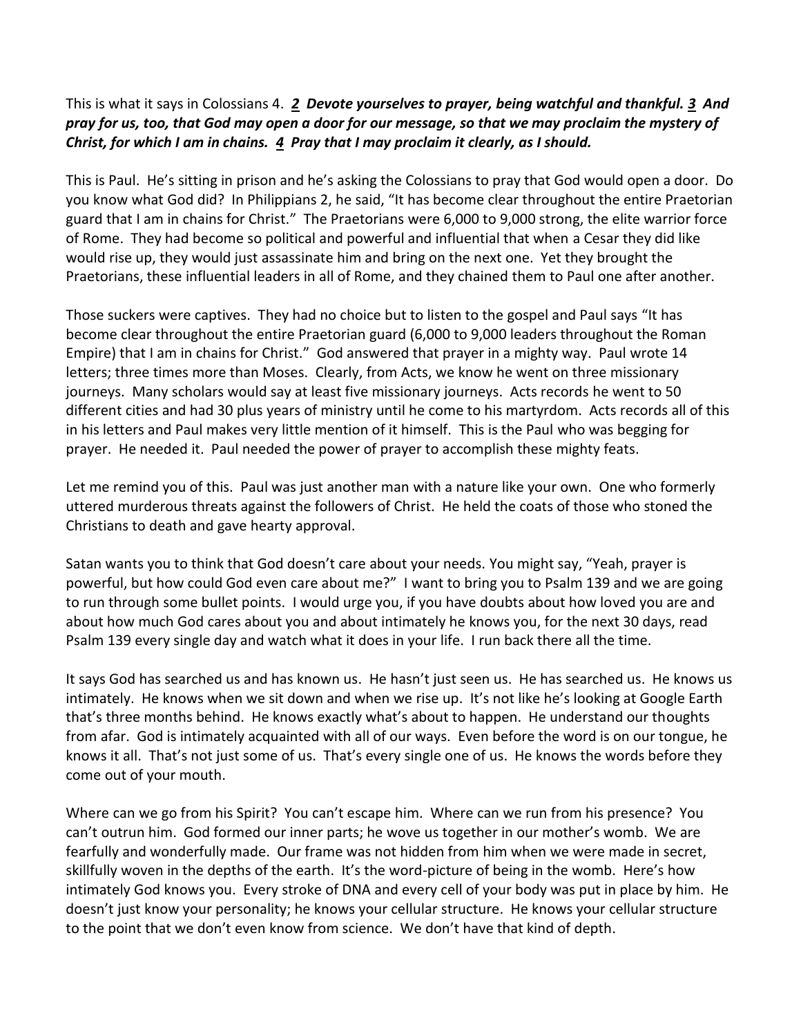This is what it says in Colossians 4. ***2*** ***Devote yourselves to prayer, being watchful and thankful. 3 And pray for us, too, that God may open a door for our message, so that we may proclaim the mystery of Christ, for which I am in chains. 4 Pray that I may proclaim it clearly, as I should.***

This is Paul. He's sitting in prison and he's asking the Colossians to pray that God would open a door. Do you know what God did? In Philippians 2, he said, "It has become clear throughout the entire Praetorian guard that I am in chains for Christ." The Praetorians were 6,000 to 9,000 strong, the elite warrior force of Rome. They had become so political and powerful and influential that when a Cesar they did like would rise up, they would just assassinate him and bring on the next one. Yet they brought the Praetorians, these influential leaders in all of Rome, and they chained them to Paul one after another.

Those suckers were captives. They had no choice but to listen to the gospel and Paul says "It has become clear throughout the entire Praetorian guard (6,000 to 9,000 leaders throughout the Roman Empire) that I am in chains for Christ." God answered that prayer in a mighty way. Paul wrote 14 letters; three times more than Moses. Clearly, from Acts, we know he went on three missionary journeys. Many scholars would say at least five missionary journeys. Acts records he went to 50 different cities and had 30 plus years of ministry until he come to his martyrdom. Acts records all of this in his letters and Paul makes very little mention of it himself. This is the Paul who was begging for prayer. He needed it. Paul needed the power of prayer to accomplish these mighty feats.

Let me remind you of this. Paul was just another man with a nature like your own. One who formerly uttered murderous threats against the followers of Christ. He held the coats of those who stoned the Christians to death and gave hearty approval.

Satan wants you to think that God doesn't care about your needs. You might say, "Yeah, prayer is powerful, but how could God even care about me?" I want to bring you to Psalm 139 and we are going to run through some bullet points. I would urge you, if you have doubts about how loved you are and about how much God cares about you and about intimately he knows you, for the next 30 days, read Psalm 139 every single day and watch what it does in your life. I run back there all the time.

It says God has searched us and has known us. He hasn't just seen us. He has searched us. He knows us intimately. He knows when we sit down and when we rise up. It's not like he's looking at Google Earth that's three months behind. He knows exactly what's about to happen. He understand our thoughts from afar. God is intimately acquainted with all of our ways. Even before the word is on our tongue, he knows it all. That's not just some of us. That's every single one of us. He knows the words before they come out of your mouth.

Where can we go from his Spirit? You can't escape him. Where can we run from his presence? You can't outrun him. God formed our inner parts; he wove us together in our mother's womb. We are fearfully and wonderfully made. Our frame was not hidden from him when we were made in secret, skillfully woven in the depths of the earth. It's the word-picture of being in the womb. Here's how intimately God knows you. Every stroke of DNA and every cell of your body was put in place by him. He doesn't just know your personality; he knows your cellular structure. He knows your cellular structure to the point that we don't even know from science. We don't have that kind of depth.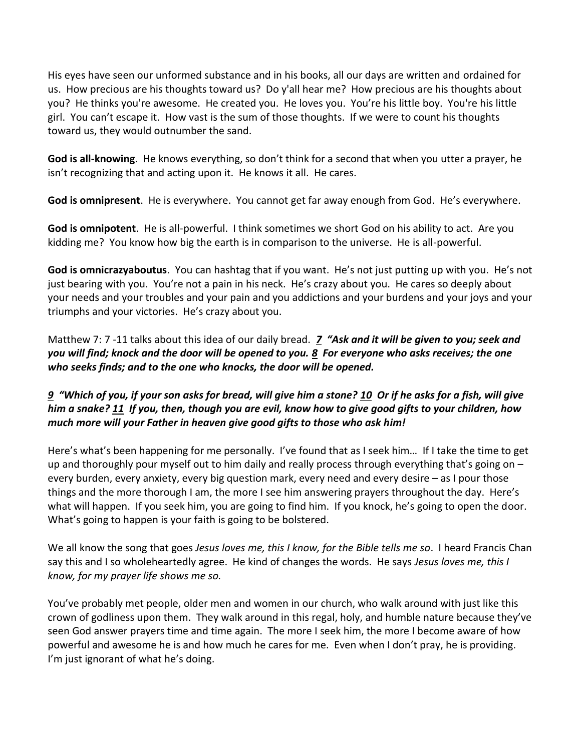His eyes have seen our unformed substance and in his books, all our days are written and ordained for us. How precious are his thoughts toward us? Do y'all hear me? How precious are his thoughts about you? He thinks you're awesome. He created you. He loves you. You're his little boy. You're his little girl. You can't escape it. How vast is the sum of those thoughts. If we were to count his thoughts toward us, they would outnumber the sand.

**God is all-knowing**. He knows everything, so don't think for a second that when you utter a prayer, he isn't recognizing that and acting upon it. He knows it all. He cares.

**God is omnipresent**. He is everywhere. You cannot get far away enough from God. He's everywhere.

**God is omnipotent**. He is all-powerful. I think sometimes we short God on his ability to act. Are you kidding me? You know how big the earth is in comparison to the universe. He is all-powerful.

**God is omnicrazyaboutus**. You can hashtag that if you want. He's not just putting up with you. He's not just bearing with you. You're not a pain in his neck. He's crazy about you. He cares so deeply about your needs and your troubles and your pain and you addictions and your burdens and your joys and your triumphs and your victories. He's crazy about you.

Matthew 7: 7 -11 talks about this idea of our daily bread. ***7 "Ask and it will be given to you; seek and you will find; knock and the door will be opened to you. 8 For everyone who asks receives; the one who seeks finds; and to the one who knocks, the door will be opened.***

***9 "Which of you, if your son asks for bread, will give him a stone? 10 Or if he asks for a fish, will give him a snake? 11 If you, then, though you are evil, know how to give good gifts to your children, how much more will your Father in heaven give good gifts to those who ask him!***

Here's what's been happening for me personally. I've found that as I seek him… If I take the time to get up and thoroughly pour myself out to him daily and really process through everything that's going on – every burden, every anxiety, every big question mark, every need and every desire – as I pour those things and the more thorough I am, the more I see him answering prayers throughout the day. Here's what will happen. If you seek him, you are going to find him. If you knock, he's going to open the door. What's going to happen is your faith is going to be bolstered.

We all know the song that goes *Jesus loves me, this I know, for the Bible tells me so*. I heard Francis Chan say this and I so wholeheartedly agree. He kind of changes the words. He says *Jesus loves me, this I know, for my prayer life shows me so.*

You've probably met people, older men and women in our church, who walk around with just like this crown of godliness upon them. They walk around in this regal, holy, and humble nature because they've seen God answer prayers time and time again. The more I seek him, the more I become aware of how powerful and awesome he is and how much he cares for me. Even when I don't pray, he is providing. I'm just ignorant of what he's doing.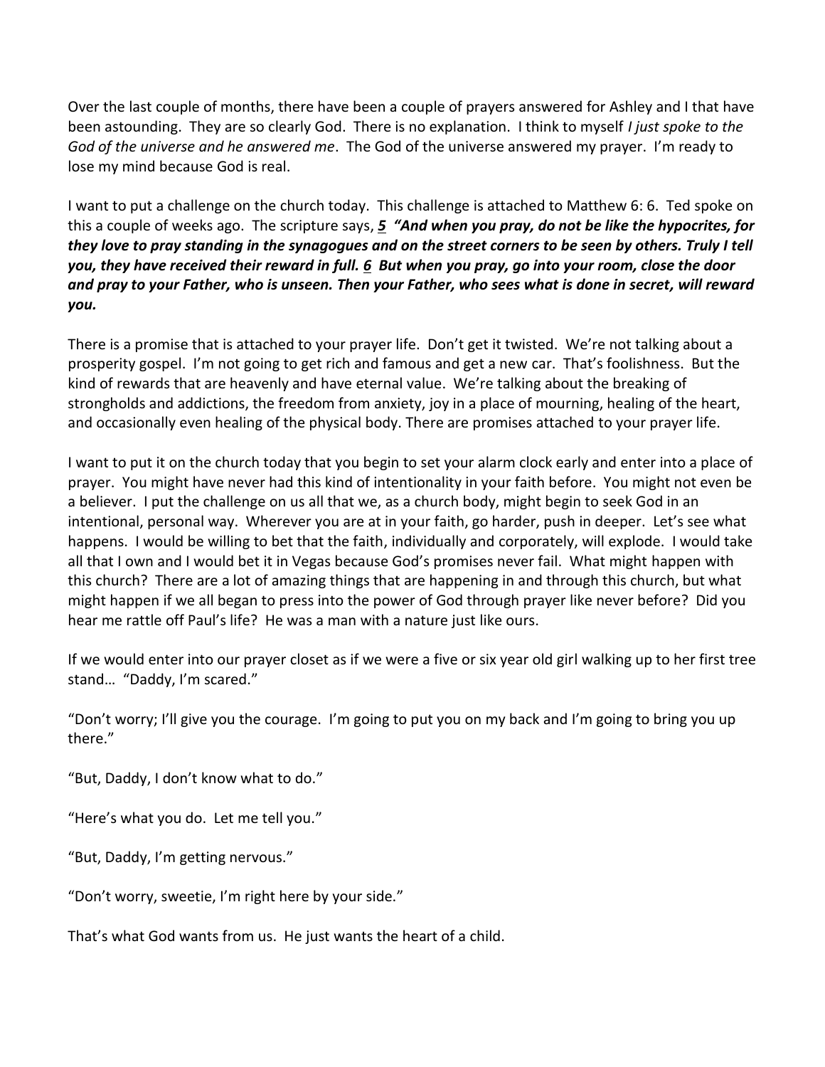Over the last couple of months, there have been a couple of prayers answered for Ashley and I that have been astounding. They are so clearly God. There is no explanation. I think to myself *I just spoke to the God of the universe and he answered me*. The God of the universe answered my prayer. I'm ready to lose my mind because God is real.

I want to put a challenge on the church today. This challenge is attached to Matthew 6: 6. Ted spoke on this a couple of weeks ago. The scripture says, ***5*** ***"And when you pray, do not be like the hypocrites, for they love to pray standing in the synagogues and on the street corners to be seen by others. Truly I tell you, they have received their reward in full. 6 But when you pray, go into your room, close the door and pray to your Father, who is unseen. Then your Father, who sees what is done in secret, will reward you.***

There is a promise that is attached to your prayer life. Don't get it twisted. We're not talking about a prosperity gospel. I'm not going to get rich and famous and get a new car. That's foolishness. But the kind of rewards that are heavenly and have eternal value. We're talking about the breaking of strongholds and addictions, the freedom from anxiety, joy in a place of mourning, healing of the heart, and occasionally even healing of the physical body. There are promises attached to your prayer life.

I want to put it on the church today that you begin to set your alarm clock early and enter into a place of prayer. You might have never had this kind of intentionality in your faith before. You might not even be a believer. I put the challenge on us all that we, as a church body, might begin to seek God in an intentional, personal way. Wherever you are at in your faith, go harder, push in deeper. Let's see what happens. I would be willing to bet that the faith, individually and corporately, will explode. I would take all that I own and I would bet it in Vegas because God's promises never fail. What might happen with this church? There are a lot of amazing things that are happening in and through this church, but what might happen if we all began to press into the power of God through prayer like never before? Did you hear me rattle off Paul's life? He was a man with a nature just like ours.

If we would enter into our prayer closet as if we were a five or six year old girl walking up to her first tree stand… "Daddy, I'm scared."

"Don't worry; I'll give you the courage. I'm going to put you on my back and I'm going to bring you up there."

"But, Daddy, I don't know what to do."

"Here's what you do. Let me tell you."

"But, Daddy, I'm getting nervous."

"Don't worry, sweetie, I'm right here by your side."

That's what God wants from us. He just wants the heart of a child.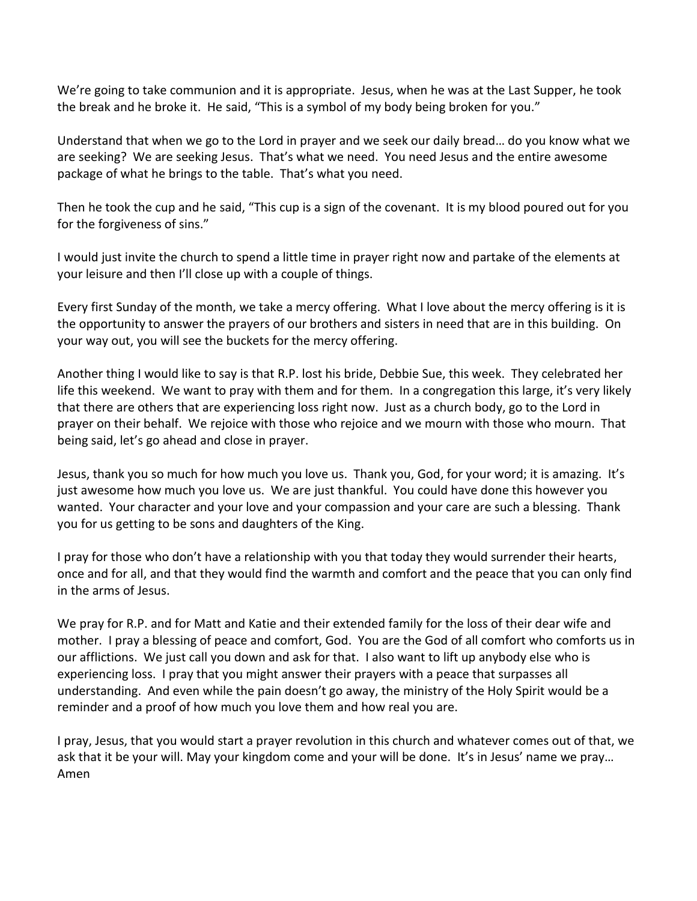We're going to take communion and it is appropriate. Jesus, when he was at the Last Supper, he took the break and he broke it. He said, "This is a symbol of my body being broken for you."

Understand that when we go to the Lord in prayer and we seek our daily bread… do you know what we are seeking? We are seeking Jesus. That's what we need. You need Jesus and the entire awesome package of what he brings to the table. That's what you need.

Then he took the cup and he said, "This cup is a sign of the covenant. It is my blood poured out for you for the forgiveness of sins."

I would just invite the church to spend a little time in prayer right now and partake of the elements at your leisure and then I'll close up with a couple of things.

Every first Sunday of the month, we take a mercy offering. What I love about the mercy offering is it is the opportunity to answer the prayers of our brothers and sisters in need that are in this building. On your way out, you will see the buckets for the mercy offering.

Another thing I would like to say is that R.P. lost his bride, Debbie Sue, this week. They celebrated her life this weekend. We want to pray with them and for them. In a congregation this large, it's very likely that there are others that are experiencing loss right now. Just as a church body, go to the Lord in prayer on their behalf. We rejoice with those who rejoice and we mourn with those who mourn. That being said, let's go ahead and close in prayer.

Jesus, thank you so much for how much you love us. Thank you, God, for your word; it is amazing. It's just awesome how much you love us. We are just thankful. You could have done this however you wanted. Your character and your love and your compassion and your care are such a blessing. Thank you for us getting to be sons and daughters of the King.

I pray for those who don't have a relationship with you that today they would surrender their hearts, once and for all, and that they would find the warmth and comfort and the peace that you can only find in the arms of Jesus.

We pray for R.P. and for Matt and Katie and their extended family for the loss of their dear wife and mother. I pray a blessing of peace and comfort, God. You are the God of all comfort who comforts us in our afflictions. We just call you down and ask for that. I also want to lift up anybody else who is experiencing loss. I pray that you might answer their prayers with a peace that surpasses all understanding. And even while the pain doesn't go away, the ministry of the Holy Spirit would be a reminder and a proof of how much you love them and how real you are.

I pray, Jesus, that you would start a prayer revolution in this church and whatever comes out of that, we ask that it be your will. May your kingdom come and your will be done. It's in Jesus' name we pray… Amen